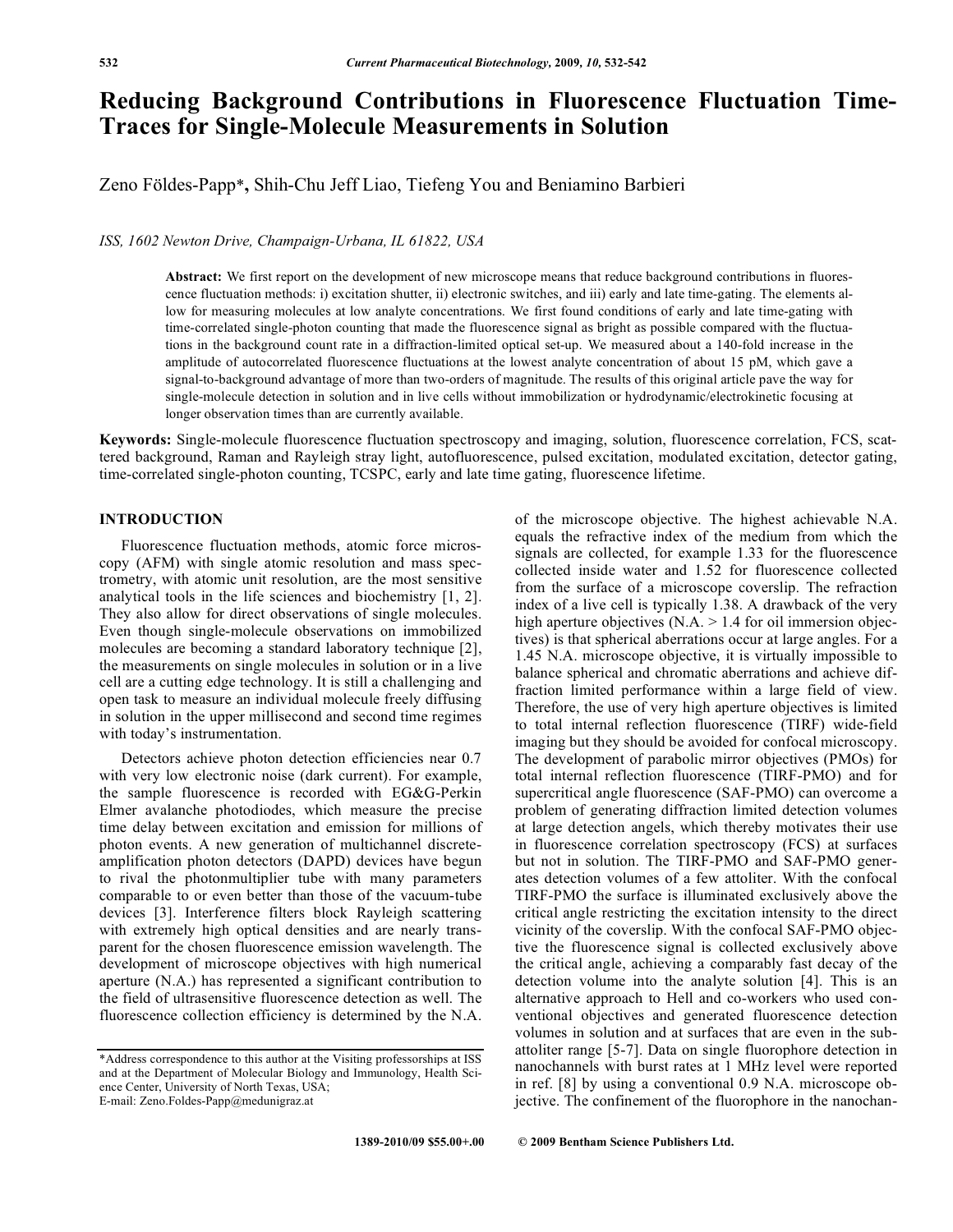# Reducing Background Contributions in Fluorescence Fluctuation Time-Traces for Single-Molecule Measurements in Solution

Zeno Földes-Papp*, Shih-Chu Jeff Liao, Tiefeng You and Beniamino Barbieri

*ISS, 1602 Newton Drive, Champaign-Urbana, IL 61822, USA*

**Abstract:** We first report on the development of new microscope means that reduce background contributions in fluorescence fluctuation methods: i) excitation shutter, ii) electronic switches, and iii) early and late time-gating. The elements allow for measuring molecules at low analyte concentrations. We first found conditions of early and late time-gating with time-correlated single-photon counting that made the fluorescence signal as bright as possible compared with the fluctuations in the background count rate in a diffraction-limited optical set-up. We measured about a 140-fold increase in the amplitude of autocorrelated fluorescence fluctuations at the lowest analyte concentration of about 15 pM, which gave a signal-to-background advantage of more than two-orders of magnitude. The results of this original article pave the way for single-molecule detection in solution and in live cells without immobilization or hydrodynamic/electrokinetic focusing at longer observation times than are currently available.

**Keywords:** Single-molecule fluorescence fluctuation spectroscopy and imaging, solution, fluorescence correlation, FCS, scattered background, Raman and Rayleigh stray light, autofluorescence, pulsed excitation, modulated excitation, detector gating, time-correlated single-photon counting, TCSPC, early and late time gating, fluorescence lifetime.

## INTRODUCTION

Fluorescence fluctuation methods, atomic force microscopy (AFM) with single atomic resolution and mass spectrometry, with atomic unit resolution, are the most sensitive analytical tools in the life sciences and biochemistry [1, 2]. They also allow for direct observations of single molecules. Even though single-molecule observations on immobilized molecules are becoming a standard laboratory technique [2], the measurements on single molecules in solution or in a live cell are a cutting edge technology. It is still a challenging and open task to measure an individual molecule freely diffusing in solution in the upper millisecond and second time regimes with today's instrumentation.

Detectors achieve photon detection efficiencies near 0.7 with very low electronic noise (dark current). For example, the sample fluorescence is recorded with EG&G-Perkin Elmer avalanche photodiodes, which measure the precise time delay between excitation and emission for millions of photon events. A new generation of multichannel discrete-amplification photon detectors (DAPD) devices have begun to rival the photonmultiplier tube with many parameters comparable to or even better than those of the vacuum-tube devices [3]. Interference filters block Rayleigh scattering with extremely high optical densities and are nearly transparent for the chosen fluorescence emission wavelength. The development of microscope objectives with high numerical aperture (N.A.) has represented a significant contribution to the field of ultrasensitive fluorescence detection as well. The fluorescence collection efficiency is determined by the N.A. of the microscope objective. The highest achievable N.A. equals the refractive index of the medium from which the signals are collected, for example 1.33 for the fluorescence collected inside water and 1.52 for fluorescence collected from the surface of a microscope coverslip. The refraction index of a live cell is typically 1.38. A drawback of the very high aperture objectives (N.A. > 1.4 for oil immersion objectives) is that spherical aberrations occur at large angles. For a 1.45 N.A. microscope objective, it is virtually impossible to balance spherical and chromatic aberrations and achieve diffraction limited performance within a large field of view. Therefore, the use of very high aperture objectives is limited to total internal reflection fluorescence (TIRF) wide-field imaging but they should be avoided for confocal microscopy. The development of parabolic mirror objectives (PMOs) for total internal reflection fluorescence (TIRF-PMO) and for supercritical angle fluorescence (SAF-PMO) can overcome a problem of generating diffraction limited detection volumes at large detection angels, which thereby motivates their use in fluorescence correlation spectroscopy (FCS) at surfaces but not in solution. The TIRF-PMO and SAF-PMO generates detection volumes of a few attoliter. With the confocal TIRF-PMO the surface is illuminated exclusively above the critical angle restricting the excitation intensity to the direct vicinity of the coverslip. With the confocal SAF-PMO objective the fluorescence signal is collected exclusively above the critical angle, achieving a comparably fast decay of the detection volume into the analyte solution [4]. This is an alternative approach to Hell and co-workers who used conventional objectives and generated fluorescence detection volumes in solution and at surfaces that are even in the sub-attoliter range [5-7]. Data on single fluorophore detection in nanochannels with burst rates at 1 MHz level were reported in ref. [8] by using a conventional 0.9 N.A. microscope objective. The confinement of the fluorophore in the nanochan-

*Address correspondence to this author at the Visiting professorships at ISS and at the Department of Molecular Biology and Immunology, Health Science Center, University of North Texas, USA;
E-mail: Zeno.Foldes-Papp@medunigraz.at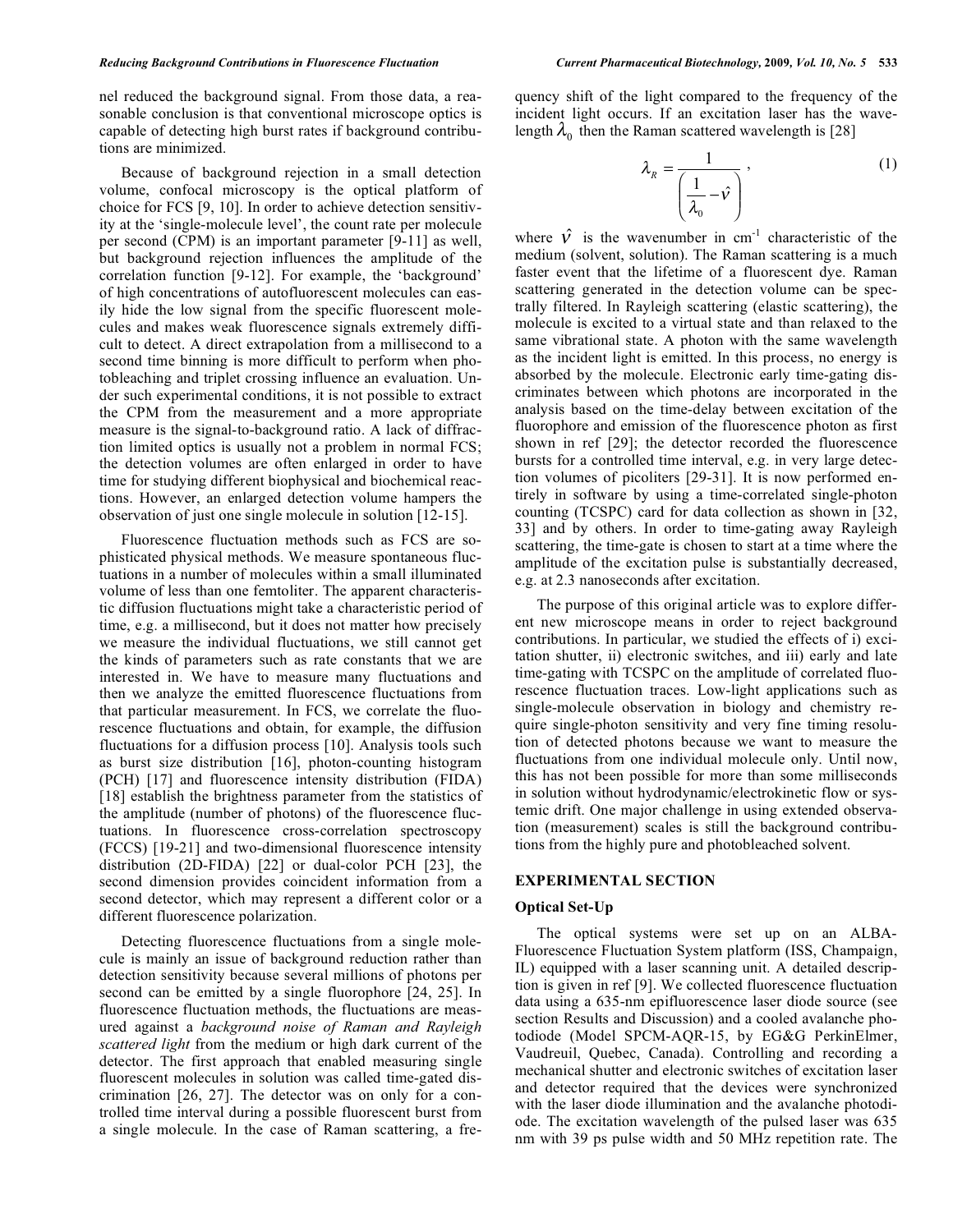nel reduced the background signal. From those data, a reasonable conclusion is that conventional microscope optics is capable of detecting high burst rates if background contributions are minimized.

Because of background rejection in a small detection volume, confocal microscopy is the optical platform of choice for FCS [9, 10]. In order to achieve detection sensitivity at the 'single-molecule level', the count rate per molecule per second (CPM) is an important parameter [9-11] as well, but background rejection influences the amplitude of the correlation function [9-12]. For example, the 'background' of high concentrations of autofluorescent molecules can easily hide the low signal from the specific fluorescent molecules and makes weak fluorescence signals extremely difficult to detect. A direct extrapolation from a millisecond to a second time binning is more difficult to perform when photobleaching and triplet crossing influence an evaluation. Under such experimental conditions, it is not possible to extract the CPM from the measurement and a more appropriate measure is the signal-to-background ratio. A lack of diffraction limited optics is usually not a problem in normal FCS; the detection volumes are often enlarged in order to have time for studying different biophysical and biochemical reactions. However, an enlarged detection volume hampers the observation of just one single molecule in solution [12-15].

Fluorescence fluctuation methods such as FCS are sophisticated physical methods. We measure spontaneous fluctuations in a number of molecules within a small illuminated volume of less than one femtoliter. The apparent characteristic diffusion fluctuations might take a characteristic period of time, e.g. a millisecond, but it does not matter how precisely we measure the individual fluctuations, we still cannot get the kinds of parameters such as rate constants that we are interested in. We have to measure many fluctuations and then we analyze the emitted fluorescence fluctuations from that particular measurement. In FCS, we correlate the fluorescence fluctuations and obtain, for example, the diffusion fluctuations for a diffusion process [10]. Analysis tools such as burst size distribution [16], photon-counting histogram (PCH) [17] and fluorescence intensity distribution (FIDA) [18] establish the brightness parameter from the statistics of the amplitude (number of photons) of the fluorescence fluctuations. In fluorescence cross-correlation spectroscopy (FCCS) [19-21] and two-dimensional fluorescence intensity distribution (2D-FIDA) [22] or dual-color PCH [23], the second dimension provides coincident information from a second detector, which may represent a different color or a different fluorescence polarization.

Detecting fluorescence fluctuations from a single molecule is mainly an issue of background reduction rather than detection sensitivity because several millions of photons per second can be emitted by a single fluorophore [24, 25]. In fluorescence fluctuation methods, the fluctuations are measured against a *background noise of Raman and Rayleigh scattered light* from the medium or high dark current of the detector. The first approach that enabled measuring single fluorescent molecules in solution was called time-gated discrimination [26, 27]. The detector was on only for a controlled time interval during a possible fluorescent burst from a single molecule. In the case of Raman scattering, a frequency shift of the light compared to the frequency of the incident light occurs. If an excitation laser has the wavelength $\lambda_0$ then the Raman scattered wavelength is [28]

$$\lambda_R = \frac{1}{\left(\frac{1}{\lambda_0} - \hat{\nu}\right)}, \tag{1}$$

where $\hat{\nu}$ is the wavenumber in $cm^{-1}$ characteristic of the medium (solvent, solution). The Raman scattering is a much faster event that the lifetime of a fluorescent dye. Raman scattering generated in the detection volume can be spectrally filtered. In Rayleigh scattering (elastic scattering), the molecule is excited to a virtual state and than relaxed to the same vibrational state. A photon with the same wavelength as the incident light is emitted. In this process, no energy is absorbed by the molecule. Electronic early time-gating discriminates between which photons are incorporated in the analysis based on the time-delay between excitation of the fluorophore and emission of the fluorescence photon as first shown in ref [29]; the detector recorded the fluorescence bursts for a controlled time interval, e.g. in very large detection volumes of picoliters [29-31]. It is now performed entirely in software by using a time-correlated single-photon counting (TCSPC) card for data collection as shown in [32, 33] and by others. In order to time-gating away Rayleigh scattering, the time-gate is chosen to start at a time where the amplitude of the excitation pulse is substantially decreased, e.g. at 2.3 nanoseconds after excitation.

The purpose of this original article was to explore different new microscope means in order to reject background contributions. In particular, we studied the effects of i) excitation shutter, ii) electronic switches, and iii) early and late time-gating with TCSPC on the amplitude of correlated fluorescence fluctuation traces. Low-light applications such as single-molecule observation in biology and chemistry require single-photon sensitivity and very fine timing resolution of detected photons because we want to measure the fluctuations from one individual molecule only. Until now, this has not been possible for more than some milliseconds in solution without hydrodynamic/electrokinetic flow or systemic drift. One major challenge in using extended observation (measurement) scales is still the background contributions from the highly pure and photobleached solvent.

## EXPERIMENTAL SECTION

### Optical Set-Up

The optical systems were set up on an ALBA-Fluorescence Fluctuation System platform (ISS, Champaign, IL) equipped with a laser scanning unit. A detailed description is given in ref [9]. We collected fluorescence fluctuation data using a 635-nm epifluorescence laser diode source (see section Results and Discussion) and a cooled avalanche photodiode (Model SPCM-AQR-15, by EG&G PerkinElmer, Vaudreuil, Quebec, Canada). Controlling and recording a mechanical shutter and electronic switches of excitation laser and detector required that the devices were synchronized with the laser diode illumination and the avalanche photodiode. The excitation wavelength of the pulsed laser was 635 nm with 39 ps pulse width and 50 MHz repetition rate. The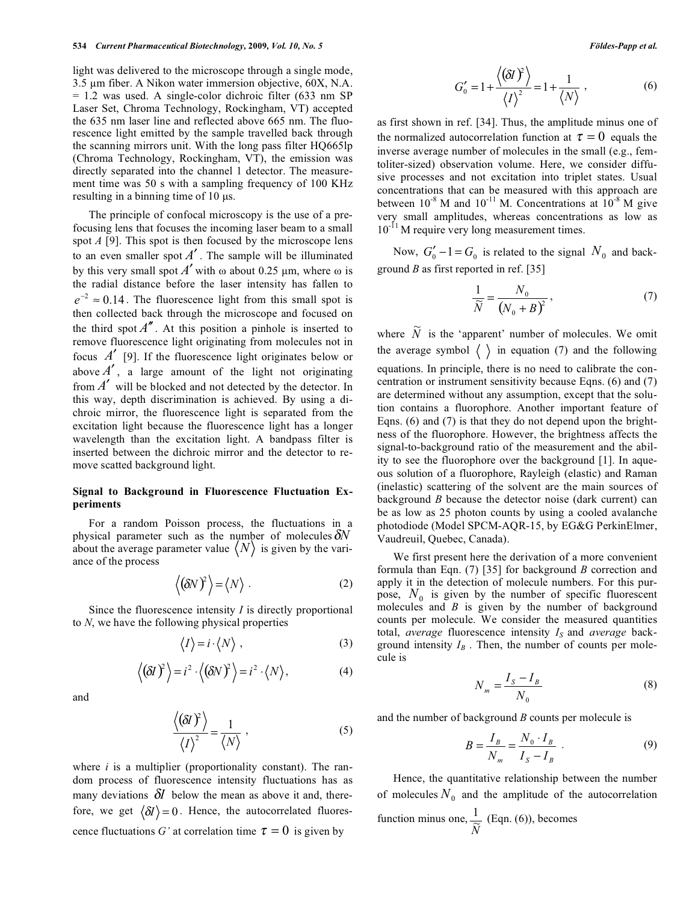light was delivered to the microscope through a single mode, 3.5 µm fiber. A Nikon water immersion objective, 60X, N.A. = 1.2 was used. A single-color dichroic filter (633 nm SP Laser Set, Chroma Technology, Rockingham, VT) accepted the 635 nm laser line and reflected above 665 nm. The fluorescence light emitted by the sample travelled back through the scanning mirrors unit. With the long pass filter HQ665lp (Chroma Technology, Rockingham, VT), the emission was directly separated into the channel 1 detector. The measurement time was 50 s with a sampling frequency of 100 KHz resulting in a binning time of 10 µs.

The principle of confocal microscopy is the use of a pre-focusing lens that focuses the incoming laser beam to a small spot $A$ [9]. This spot is then focused by the microscope lens to an even smaller spot $A'$. The sample will be illuminated by this very small spot $A'$ with ω about 0.25 µm, where ω is the radial distance before the laser intensity has fallen to $e^{-2} \approx 0.14$. The fluorescence light from this small spot is then collected back through the microscope and focused on the third spot $A''$. At this position a pinhole is inserted to remove fluorescence light originating from molecules not in focus $A'$ [9]. If the fluorescence light originates below or above $A'$, a large amount of the light not originating from $A'$ will be blocked and not detected by the detector. In this way, depth discrimination is achieved. By using a dichroic mirror, the fluorescence light is separated from the excitation light because the fluorescence light has a longer wavelength than the excitation light. A bandpass filter is inserted between the dichroic mirror and the detector to remove scatted background light.

## Signal to Background in Fluorescence Fluctuation Experiments

For a random Poisson process, the fluctuations in a physical parameter such as the number of molecules $\delta N$ about the average parameter value $\langle N \rangle$ is given by the variance of the process

$$\left\langle (\delta N)^2 \right\rangle = \langle N \rangle \ . \tag{2}$$

Since the fluorescence intensity $I$ is directly proportional to $N$, we have the following physical properties

$$\langle I \rangle = i \cdot \langle N \rangle \ , \tag{3}$$

$$\left\langle (\delta I)^2 \right\rangle = i^2 \cdot \left\langle (\delta N)^2 \right\rangle = i^2 \cdot \langle N \rangle, \tag{4}$$

and

$$\frac{\left\langle (\delta I)^2 \right\rangle}{\langle I \rangle^2} = \frac{1}{\langle N \rangle} \ , \tag{5}$$

where $i$ is a multiplier (proportionality constant). The random process of fluorescence intensity fluctuations has as many deviations $\delta I$ below the mean as above it and, therefore, we get $\langle \delta I \rangle = 0$. Hence, the autocorrelated fluorescence fluctuations $G'$ at correlation time $\tau = 0$ is given by

$$G_0' = 1 + \frac{\left\langle (\delta I)^2 \right\rangle}{\langle I \rangle^2} = 1 + \frac{1}{\langle N \rangle} \ , \tag{6}$$

as first shown in ref. [34]. Thus, the amplitude minus one of the normalized autocorrelation function at $\tau = 0$ equals the inverse average number of molecules in the small (e.g., femtoliter-sized) observation volume. Here, we consider diffusive processes and not excitation into triplet states. Usual concentrations that can be measured with this approach are between $10^{-8}$ M and $10^{-11}$ M. Concentrations at $10^{-8}$ M give very small amplitudes, whereas concentrations as low as $10^{-11}$ M require very long measurement times.

Now, $G_0' - 1 = G_0$ is related to the signal $N_0$ and background $B$ as first reported in ref. [35]

$$\frac{1}{\widetilde{N}} = \frac{N_0}{(N_0 + B)^2} \ , \tag{7}$$

where $\widetilde{N}$ is the 'apparent' number of molecules. We omit the average symbol $\langle \ \rangle$ in equation (7) and the following equations. In principle, there is no need to calibrate the concentration or instrument sensitivity because Eqns. (6) and (7) are determined without any assumption, except that the solution contains a fluorophore. Another important feature of Eqns. (6) and (7) is that they do not depend upon the brightness of the fluorophore. However, the brightness affects the signal-to-background ratio of the measurement and the ability to see the fluorophore over the background [1]. In aqueous solution of a fluorophore, Rayleigh (elastic) and Raman (inelastic) scattering of the solvent are the main sources of background $B$ because the detector noise (dark current) can be as low as 25 photon counts by using a cooled avalanche photodiode (Model SPCM-AQR-15, by EG&G PerkinElmer, Vaudreuil, Quebec, Canada).

We first present here the derivation of a more convenient formula than Eqn. (7) [35] for background $B$ correction and apply it in the detection of molecule numbers. For this purpose, $N_0$ is given by the number of specific fluorescent molecules and $B$ is given by the number of background counts per molecule. We consider the measured quantities total, *average* fluorescence intensity $I_S$ and *average* background intensity $I_B$. Then, the number of counts per molecule is

$$N_m = \frac{I_S - I_B}{N_0} \tag{8}$$

and the number of background $B$ counts per molecule is

$$B = \frac{I_B}{N_m} = \frac{N_0 \cdot I_B}{I_S - I_B} \ . \tag{9}$$

Hence, the quantitative relationship between the number of molecules $N_0$ and the amplitude of the autocorrelation function minus one, $\frac{1}{\widetilde{N}}$ (Eqn. (6)), becomes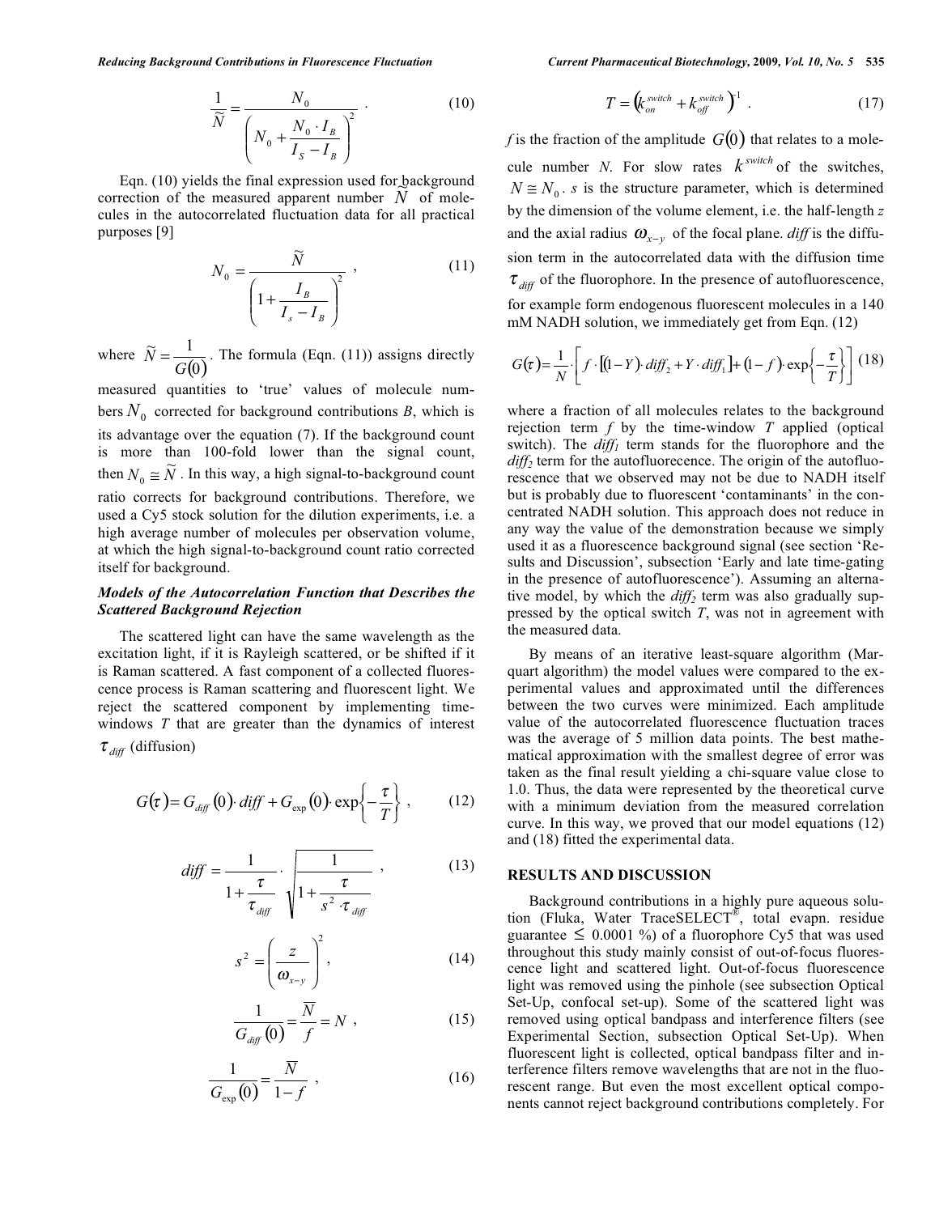$$\frac{1}{\widetilde{N}} = \frac{N_0}{\left(N_0 + \dfrac{N_0 \cdot I_B}{I_S - I_B}\right)^2} \quad . \tag{10}$$

Eqn. (10) yields the final expression used for background correction of the measured apparent number $\widetilde{N}$ of molecules in the autocorrelated fluctuation data for all practical purposes [9]

$$N_0 = \frac{\widetilde{N}}{\left(1 + \dfrac{I_B}{I_s - I_B}\right)^2} \quad , \tag{11}$$

where $\widetilde{N} = \dfrac{1}{G(0)}$. The formula (Eqn. (11)) assigns directly measured quantities to 'true' values of molecule numbers $N_0$ corrected for background contributions *B*, which is its advantage over the equation (7). If the background count is more than 100-fold lower than the signal count, then $N_0 \cong \widetilde{N}$. In this way, a high signal-to-background count ratio corrects for background contributions. Therefore, we used a Cy5 stock solution for the dilution experiments, i.e. a high average number of molecules per observation volume, at which the high signal-to-background count ratio corrected itself for background.

### *Models of the Autocorrelation Function that Describes the Scattered Background Rejection*

The scattered light can have the same wavelength as the excitation light, if it is Rayleigh scattered, or be shifted if it is Raman scattered. A fast component of a collected fluorescence process is Raman scattering and fluorescent light. We reject the scattered component by implementing time-windows *T* that are greater than the dynamics of interest $\tau_{diff}$ (diffusion)

$$G(\tau) = G_{diff}(0) \cdot diff + G_{\exp}(0) \cdot \exp\left\{-\frac{\tau}{T}\right\} , \tag{12}$$

$$diff = \frac{1}{1 + \dfrac{\tau}{\tau_{diff}}} \cdot \sqrt{\frac{1}{1 + \dfrac{\tau}{s^2 \cdot \tau_{diff}}}} \quad , \tag{13}$$

$$s^2 = \left(\frac{z}{\omega_{x-y}}\right)^2 , \tag{14}$$

$$\frac{1}{G_{diff}(0)} = \frac{\overline{N}}{f} = N \ , \tag{15}$$

$$\frac{1}{G_{\exp}(0)} = \frac{\overline{N}}{1-f} \ , \tag{16}$$

$$T = \left(k_{on}^{switch} + k_{off}^{switch}\right)^{-1} \ . \tag{17}$$

*f* is the fraction of the amplitude $G(0)$ that relates to a molecule number *N*. For slow rates $k^{switch}$ of the switches, $N \cong N_0$. *s* is the structure parameter, which is determined by the dimension of the volume element, i.e. the half-length *z* and the axial radius $\omega_{x-y}$ of the focal plane. *diff* is the diffusion term in the autocorrelated data with the diffusion time $\tau_{diff}$ of the fluorophore. In the presence of autofluorescence, for example form endogenous fluorescent molecules in a 140 mM NADH solution, we immediately get from Eqn. (12)

$$G(\tau) = \frac{1}{N} \cdot \left[ f \cdot \left[(1-Y) \cdot diff_2 + Y \cdot diff_1\right] + (1-f) \cdot \exp\left\{-\frac{\tau}{T}\right\}\right] \tag{18}$$

where a fraction of all molecules relates to the background rejection term *f* by the time-window *T* applied (optical switch). The $diff_1$ term stands for the fluorophore and the $diff_2$ term for the autofluorecence. The origin of the autofluorescence that we observed may not be due to NADH itself but is probably due to fluorescent 'contaminants' in the concentrated NADH solution. This approach does not reduce in any way the value of the demonstration because we simply used it as a fluorescence background signal (see section 'Results and Discussion', subsection 'Early and late time-gating in the presence of autofluorescence'). Assuming an alternative model, by which the $diff_2$ term was also gradually suppressed by the optical switch *T*, was not in agreement with the measured data.

By means of an iterative least-square algorithm (Marquart algorithm) the model values were compared to the experimental values and approximated until the differences between the two curves were minimized. Each amplitude value of the autocorrelated fluorescence fluctuation traces was the average of 5 million data points. The best mathematical approximation with the smallest degree of error was taken as the final result yielding a chi-square value close to 1.0. Thus, the data were represented by the theoretical curve with a minimum deviation from the measured correlation curve. In this way, we proved that our model equations (12) and (18) fitted the experimental data.

## RESULTS AND DISCUSSION

Background contributions in a highly pure aqueous solution (Fluka, Water TraceSELECT®, total evapn. residue guarantee ≤ 0.0001 %) of a fluorophore Cy5 that was used throughout this study mainly consist of out-of-focus fluorescence light and scattered light. Out-of-focus fluorescence light was removed using the pinhole (see subsection Optical Set-Up, confocal set-up). Some of the scattered light was removed using optical bandpass and interference filters (see Experimental Section, subsection Optical Set-Up). When fluorescent light is collected, optical bandpass filter and interference filters remove wavelengths that are not in the fluorescent range. But even the most excellent optical components cannot reject background contributions completely. For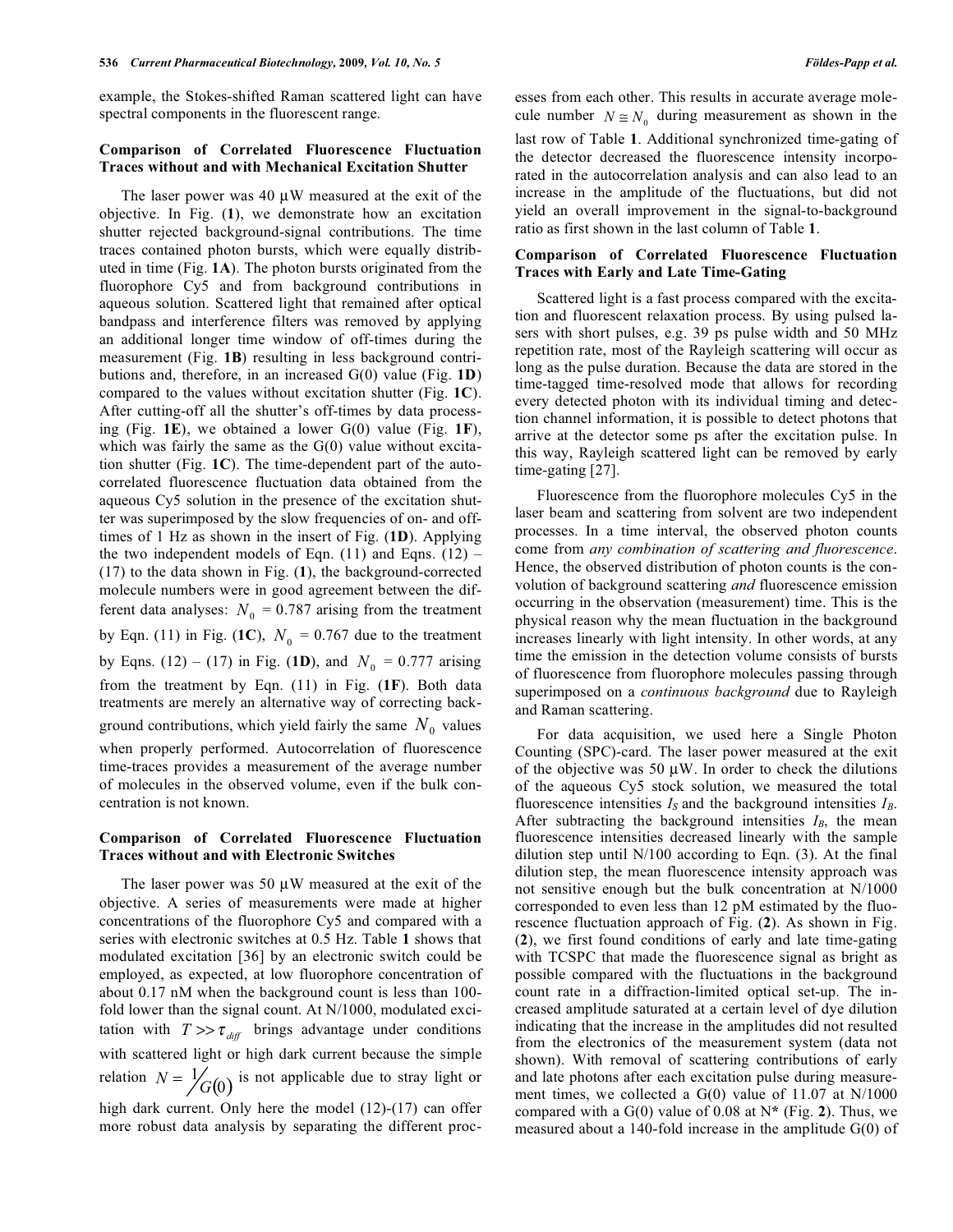example, the Stokes-shifted Raman scattered light can have spectral components in the fluorescent range.

### Comparison of Correlated Fluorescence Fluctuation Traces without and with Mechanical Excitation Shutter

The laser power was 40 µW measured at the exit of the objective. In Fig. (**1**), we demonstrate how an excitation shutter rejected background-signal contributions. The time traces contained photon bursts, which were equally distributed in time (Fig. **1A**). The photon bursts originated from the fluorophore Cy5 and from background contributions in aqueous solution. Scattered light that remained after optical bandpass and interference filters was removed by applying an additional longer time window of off-times during the measurement (Fig. **1B**) resulting in less background contributions and, therefore, in an increased G(0) value (Fig. **1D**) compared to the values without excitation shutter (Fig. **1C**). After cutting-off all the shutter's off-times by data processing (Fig. **1E**), we obtained a lower G(0) value (Fig. **1F**), which was fairly the same as the G(0) value without excitation shutter (Fig. **1C**). The time-dependent part of the autocorrelated fluorescence fluctuation data obtained from the aqueous Cy5 solution in the presence of the excitation shutter was superimposed by the slow frequencies of on- and off-times of 1 Hz as shown in the insert of Fig. (**1D**). Applying the two independent models of Eqn. (11) and Eqns. (12) – (17) to the data shown in Fig. (**1**), the background-corrected molecule numbers were in good agreement between the different data analyses: $N_0$ = 0.787 arising from the treatment by Eqn. (11) in Fig. (**1C**), $N_0$ = 0.767 due to the treatment by Eqns. (12) – (17) in Fig. (**1D**), and $N_0$ = 0.777 arising from the treatment by Eqn. (11) in Fig. (**1F**). Both data treatments are merely an alternative way of correcting background contributions, which yield fairly the same $N_0$ values when properly performed. Autocorrelation of fluorescence time-traces provides a measurement of the average number of molecules in the observed volume, even if the bulk concentration is not known.

### Comparison of Correlated Fluorescence Fluctuation Traces without and with Electronic Switches

The laser power was 50 µW measured at the exit of the objective. A series of measurements were made at higher concentrations of the fluorophore Cy5 and compared with a series with electronic switches at 0.5 Hz. Table **1** shows that modulated excitation [36] by an electronic switch could be employed, as expected, at low fluorophore concentration of about 0.17 nM when the background count is less than 100-fold lower than the signal count. At N/1000, modulated excitation with $T >> \tau_{diff}$ brings advantage under conditions with scattered light or high dark current because the simple relation $N = 1/G(0)$ is not applicable due to stray light or high dark current. Only here the model (12)-(17) can offer more robust data analysis by separating the different processes from each other. This results in accurate average molecule number $N \cong N_0$ during measurement as shown in the last row of Table **1**. Additional synchronized time-gating of the detector decreased the fluorescence intensity incorporated in the autocorrelation analysis and can also lead to an increase in the amplitude of the fluctuations, but did not yield an overall improvement in the signal-to-background ratio as first shown in the last column of Table **1**.

### Comparison of Correlated Fluorescence Fluctuation Traces with Early and Late Time-Gating

Scattered light is a fast process compared with the excitation and fluorescent relaxation process. By using pulsed lasers with short pulses, e.g. 39 ps pulse width and 50 MHz repetition rate, most of the Rayleigh scattering will occur as long as the pulse duration. Because the data are stored in the time-tagged time-resolved mode that allows for recording every detected photon with its individual timing and detection channel information, it is possible to detect photons that arrive at the detector some ps after the excitation pulse. In this way, Rayleigh scattered light can be removed by early time-gating [27].

Fluorescence from the fluorophore molecules Cy5 in the laser beam and scattering from solvent are two independent processes. In a time interval, the observed photon counts come from *any combination of scattering and fluorescence*. Hence, the observed distribution of photon counts is the convolution of background scattering *and* fluorescence emission occurring in the observation (measurement) time. This is the physical reason why the mean fluctuation in the background increases linearly with light intensity. In other words, at any time the emission in the detection volume consists of bursts of fluorescence from fluorophore molecules passing through superimposed on a *continuous background* due to Rayleigh and Raman scattering.

For data acquisition, we used here a Single Photon Counting (SPC)-card. The laser power measured at the exit of the objective was 50 µW. In order to check the dilutions of the aqueous Cy5 stock solution, we measured the total fluorescence intensities $I_S$ and the background intensities $I_B$. After subtracting the background intensities $I_B$, the mean fluorescence intensities decreased linearly with the sample dilution step until N/100 according to Eqn. (3). At the final dilution step, the mean fluorescence intensity approach was not sensitive enough but the bulk concentration at N/1000 corresponded to even less than 12 pM estimated by the fluorescence fluctuation approach of Fig. (**2**). As shown in Fig. (**2**), we first found conditions of early and late time-gating with TCSPC that made the fluorescence signal as bright as possible compared with the fluctuations in the background count rate in a diffraction-limited optical set-up. The increased amplitude saturated at a certain level of dye dilution indicating that the increase in the amplitudes did not resulted from the electronics of the measurement system (data not shown). With removal of scattering contributions of early and late photons after each excitation pulse during measurement times, we collected a G(0) value of 11.07 at N/1000 compared with a G(0) value of 0.08 at N* (Fig. **2**). Thus, we measured about a 140-fold increase in the amplitude G(0) of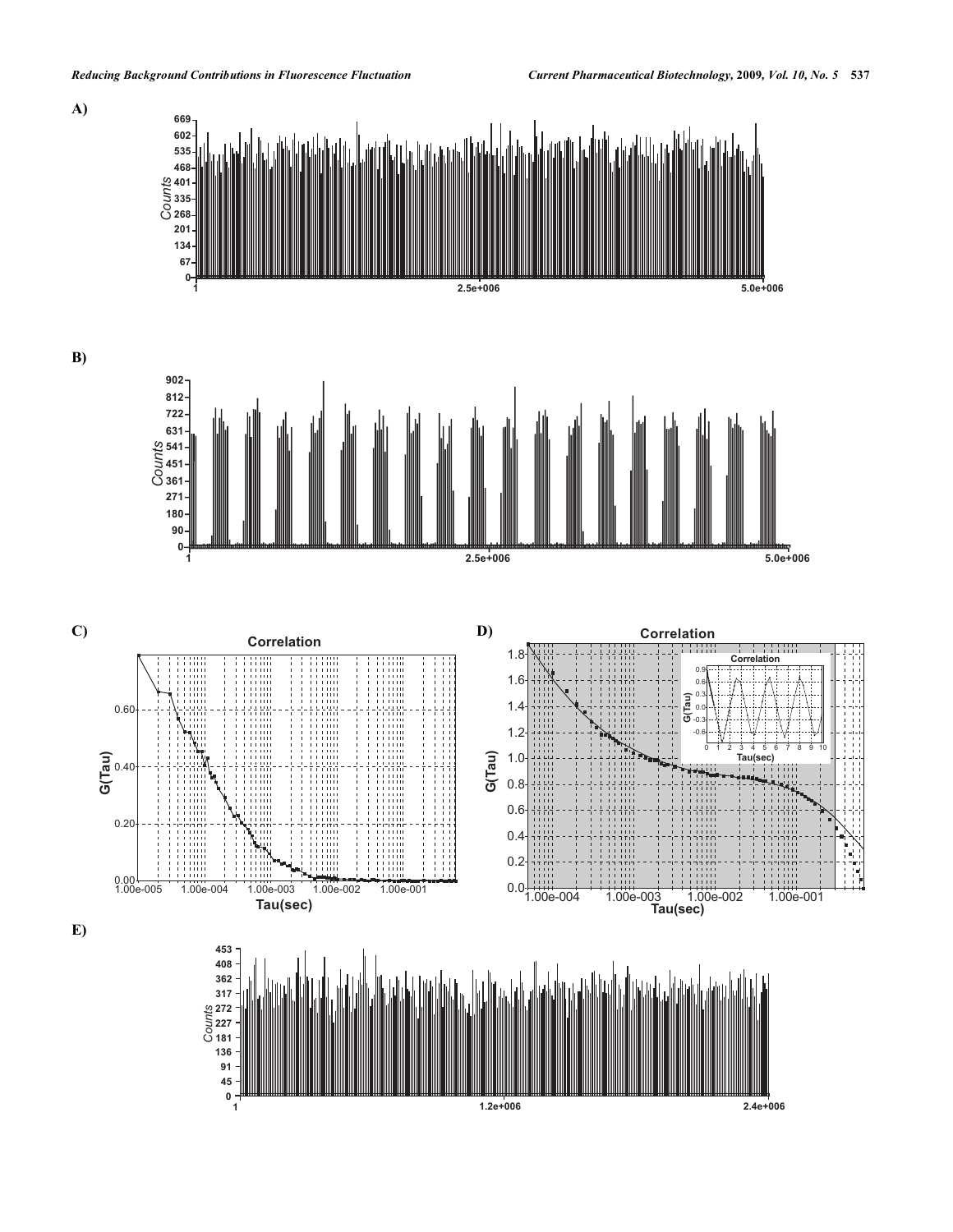**A)**

**B)**

**C)**

**D)**

**E)**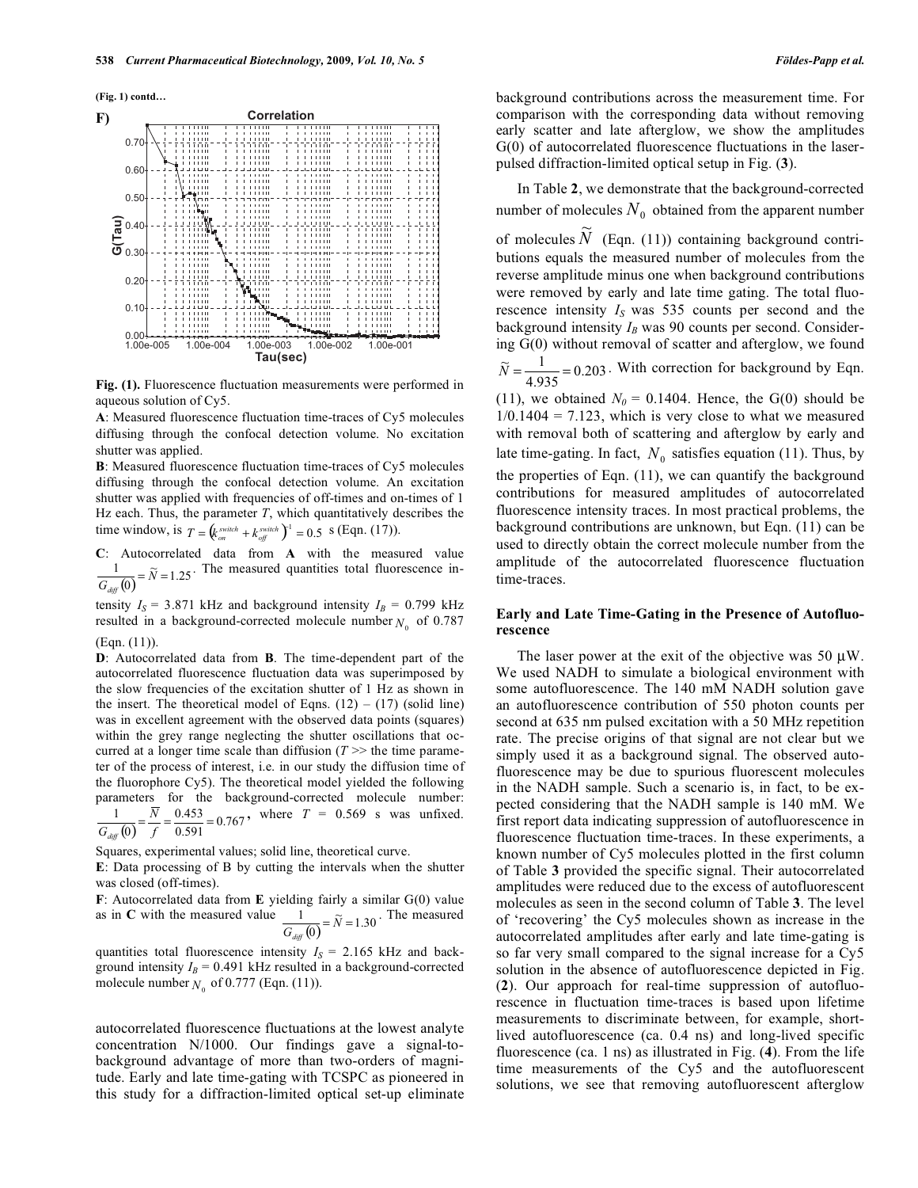(Fig. 1) contd…

**Fig. (1).** Fluorescence fluctuation measurements were performed in aqueous solution of Cy5.

**A**: Measured fluorescence fluctuation time-traces of Cy5 molecules diffusing through the confocal detection volume. No excitation shutter was applied.

**B**: Measured fluorescence fluctuation time-traces of Cy5 molecules diffusing through the confocal detection volume. An excitation shutter was applied with frequencies of off-times and on-times of 1 Hz each. Thus, the parameter $T$, which quantitatively describes the time window, is $T = \left(k_{on}^{switch} + k_{off}^{switch}\right)^{-1} = 0.5$ s (Eqn. (17)).

**C**: Autocorrelated data from **A** with the measured value $\frac{1}{G_{diff}(0)} = \widetilde{N} = 1.25$. The measured quantities total fluorescence intensity $I_S$ = 3.871 kHz and background intensity $I_B$ = 0.799 kHz resulted in a background-corrected molecule number $N_0$ of 0.787 (Eqn. (11)).

**D**: Autocorrelated data from **B**. The time-dependent part of the autocorrelated fluorescence fluctuation data was superimposed by the slow frequencies of the excitation shutter of 1 Hz as shown in the insert. The theoretical model of Eqns. (12) – (17) (solid line) was in excellent agreement with the observed data points (squares) within the grey range neglecting the shutter oscillations that occurred at a longer time scale than diffusion ($T$ >> the time parameter of the process of interest, i.e. in our study the diffusion time of the fluorophore Cy5). The theoretical model yielded the following parameters for the background-corrected molecule number: $\frac{1}{G_{diff}(0)} = \frac{\overline{N}}{f} = \frac{0.453}{0.591} = 0.767$, where $T$ = 0.569 s was unfixed.

Squares, experimental values; solid line, theoretical curve.

**E**: Data processing of B by cutting the intervals when the shutter was closed (off-times).

**F**: Autocorrelated data from **E** yielding fairly a similar G(0) value as in **C** with the measured value $\frac{1}{G_{diff}(0)} = \widetilde{N} = 1.30$. The measured quantities total fluorescence intensity $I_S$ = 2.165 kHz and background intensity $I_B$ = 0.491 kHz resulted in a background-corrected molecule number $N_0$ of 0.777 (Eqn. (11)).

autocorrelated fluorescence fluctuations at the lowest analyte concentration N/1000. Our findings gave a signal-to-background advantage of more than two-orders of magnitude. Early and late time-gating with TCSPC as pioneered in this study for a diffraction-limited optical set-up eliminate background contributions across the measurement time. For comparison with the corresponding data without removing early scatter and late afterglow, we show the amplitudes G(0) of autocorrelated fluorescence fluctuations in the laser-pulsed diffraction-limited optical setup in Fig. (**3**).

In Table **2**, we demonstrate that the background-corrected number of molecules $N_0$ obtained from the apparent number of molecules $\widetilde{N}$ (Eqn. (11)) containing background contributions equals the measured number of molecules from the reverse amplitude minus one when background contributions were removed by early and late time gating. The total fluorescence intensity $I_S$ was 535 counts per second and the background intensity $I_B$ was 90 counts per second. Considering G(0) without removal of scatter and afterglow, we found $\widetilde{N} = \frac{1}{4.935} = 0.203$. With correction for background by Eqn. (11), we obtained $N_0$ = 0.1404. Hence, the G(0) should be 1/0.1404 = 7.123, which is very close to what we measured with removal both of scattering and afterglow by early and late time-gating. In fact, $N_0$ satisfies equation (11). Thus, by the properties of Eqn. (11), we can quantify the background contributions for measured amplitudes of autocorrelated fluorescence intensity traces. In most practical problems, the background contributions are unknown, but Eqn. (11) can be used to directly obtain the correct molecule number from the amplitude of the autocorrelated fluorescence fluctuation time-traces.

### Early and Late Time-Gating in the Presence of Autofluorescence

The laser power at the exit of the objective was 50 μW. We used NADH to simulate a biological environment with some autofluorescence. The 140 mM NADH solution gave an autofluorescence contribution of 550 photon counts per second at 635 nm pulsed excitation with a 50 MHz repetition rate. The precise origins of that signal are not clear but we simply used it as a background signal. The observed autofluorescence may be due to spurious fluorescent molecules in the NADH sample. Such a scenario is, in fact, to be expected considering that the NADH sample is 140 mM. We first report data indicating suppression of autofluorescence in fluorescence fluctuation time-traces. In these experiments, a known number of Cy5 molecules plotted in the first column of Table **3** provided the specific signal. Their autocorrelated amplitudes were reduced due to the excess of autofluorescent molecules as seen in the second column of Table **3**. The level of 'recovering' the Cy5 molecules shown as increase in the autocorrelated amplitudes after early and late time-gating is so far very small compared to the signal increase for a Cy5 solution in the absence of autofluorescence depicted in Fig. (**2**). Our approach for real-time suppression of autofluorescence in fluctuation time-traces is based upon lifetime measurements to discriminate between, for example, short-lived autofluorescence (ca. 0.4 ns) and long-lived specific fluorescence (ca. 1 ns) as illustrated in Fig. (**4**). From the life time measurements of the Cy5 and the autofluorescent solutions, we see that removing autofluorescent afterglow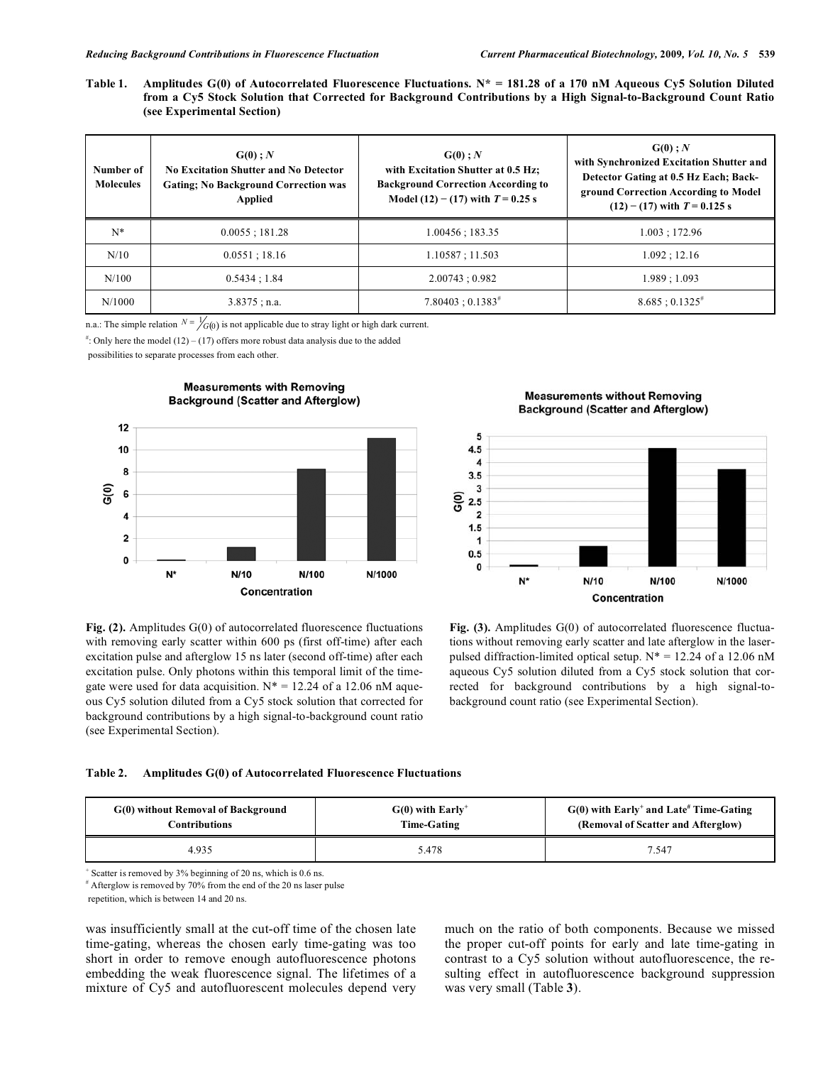**Table 1. Amplitudes G(0) of Autocorrelated Fluorescence Fluctuations. N* = 181.28 of a 170 nM Aqueous Cy5 Solution Diluted from a Cy5 Stock Solution that Corrected for Background Contributions by a High Signal-to-Background Count Ratio (see Experimental Section)**

| Number of Molecules | G(0) ; *N* No Excitation Shutter and No Detector Gating; No Background Correction was Applied | G(0) ; *N* with Excitation Shutter at 0.5 Hz; Background Correction According to Model (12) − (17) with *T* = 0.25 s | G(0) ; *N* with Synchronized Excitation Shutter and Detector Gating at 0.5 Hz Each; Background Correction According to Model (12) − (17) with *T* = 0.125 s |
|---|---|---|---|
| N* | 0.0055 ; 181.28 | 1.00456 ; 183.35 | 1.003 ; 172.96 |
| N/10 | 0.0551 ; 18.16 | 1.10587 ; 11.503 | 1.092 ; 12.16 |
| N/100 | 0.5434 ; 1.84 | 2.00743 ; 0.982 | 1.989 ; 1.093 |
| N/1000 | 3.8375 ; n.a. | 7.80403 ; 0.1383[#] | 8.685 ; 0.1325[#] |

n.a.: The simple relation $N = \frac{1}{G(0)}$ is not applicable due to stray light or high dark current.

[#]: Only here the model (12) – (17) offers more robust data analysis due to the added possibilities to separate processes from each other.

**Fig. (2).** Amplitudes G(0) of autocorrelated fluorescence fluctuations with removing early scatter within 600 ps (first off-time) after each excitation pulse and afterglow 15 ns later (second off-time) after each excitation pulse. Only photons within this temporal limit of the time-gate were used for data acquisition. N* = 12.24 of a 12.06 nM aqueous Cy5 solution diluted from a Cy5 stock solution that corrected for background contributions by a high signal-to-background count ratio (see Experimental Section).

**Fig. (3).** Amplitudes G(0) of autocorrelated fluorescence fluctuations without removing early scatter and late afterglow in the laser-pulsed diffraction-limited optical setup. N* = 12.24 of a 12.06 nM aqueous Cy5 solution diluted from a Cy5 stock solution that corrected for background contributions by a high signal-to-background count ratio (see Experimental Section).

**Table 2. Amplitudes G(0) of Autocorrelated Fluorescence Fluctuations**

| G(0) without Removal of Background Contributions | G(0) with Early[+] Time-Gating | G(0) with Early[+] and Late[#] Time-Gating (Removal of Scatter and Afterglow) |
|---|---|---|
| 4.935 | 5.478 | 7.547 |

[+] Scatter is removed by 3% beginning of 20 ns, which is 0.6 ns.

[#] Afterglow is removed by 70% from the end of the 20 ns laser pulse repetition, which is between 14 and 20 ns.

was insufficiently small at the cut-off time of the chosen late time-gating, whereas the chosen early time-gating was too short in order to remove enough autofluorescence photons embedding the weak fluorescence signal. The lifetimes of a mixture of Cy5 and autofluorescent molecules depend very much on the ratio of both components. Because we missed the proper cut-off points for early and late time-gating in contrast to a Cy5 solution without autofluorescence, the resulting effect in autofluorescence background suppression was very small (Table **3**).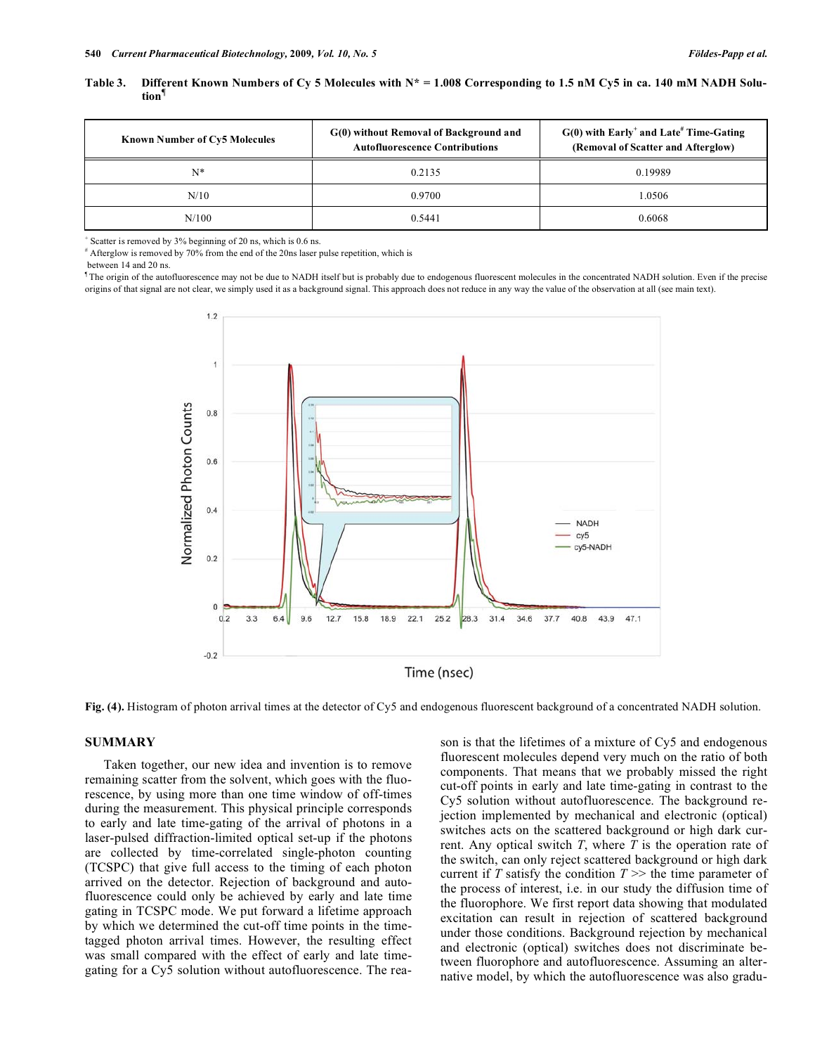**Table 3. Different Known Numbers of Cy 5 Molecules with N* = 1.008 Corresponding to 1.5 nM Cy5 in ca. 140 mM NADH Solution¶**

| Known Number of Cy5 Molecules | G(0) without Removal of Background and Autofluorescence Contributions | G(0) with Early+ and Late# Time-Gating (Removal of Scatter and Afterglow) |
|---|---|---|
| N* | 0.2135 | 0.19989 |
| N/10 | 0.9700 | 1.0506 |
| N/100 | 0.5441 | 0.6068 |

+ Scatter is removed by 3% beginning of 20 ns, which is 0.6 ns.

# Afterglow is removed by 70% from the end of the 20ns laser pulse repetition, which is between 14 and 20 ns.

¶ The origin of the autofluorescence may not be due to NADH itself but is probably due to endogenous fluorescent molecules in the concentrated NADH solution. Even if the precise origins of that signal are not clear, we simply used it as a background signal. This approach does not reduce in any way the value of the observation at all (see main text).

**Fig. (4).** Histogram of photon arrival times at the detector of Cy5 and endogenous fluorescent background of a concentrated NADH solution.

## SUMMARY

Taken together, our new idea and invention is to remove remaining scatter from the solvent, which goes with the fluorescence, by using more than one time window of off-times during the measurement. This physical principle corresponds to early and late time-gating of the arrival of photons in a laser-pulsed diffraction-limited optical set-up if the photons are collected by time-correlated single-photon counting (TCSPC) that give full access to the timing of each photon arrived on the detector. Rejection of background and autofluorescence could only be achieved by early and late time gating in TCSPC mode. We put forward a lifetime approach by which we determined the cut-off time points in the time-tagged photon arrival times. However, the resulting effect was small compared with the effect of early and late time-gating for a Cy5 solution without autofluorescence. The reason is that the lifetimes of a mixture of Cy5 and endogenous fluorescent molecules depend very much on the ratio of both components. That means that we probably missed the right cut-off points in early and late time-gating in contrast to the Cy5 solution without autofluorescence. The background rejection implemented by mechanical and electronic (optical) switches acts on the scattered background or high dark current. Any optical switch *T*, where *T* is the operation rate of the switch, can only reject scattered background or high dark current if *T* satisfy the condition *T* >> the time parameter of the process of interest, i.e. in our study the diffusion time of the fluorophore. We first report data showing that modulated excitation can result in rejection of scattered background under those conditions. Background rejection by mechanical and electronic (optical) switches does not discriminate between fluorophore and autofluorescence. Assuming an alternative model, by which the autofluorescence was also gradu-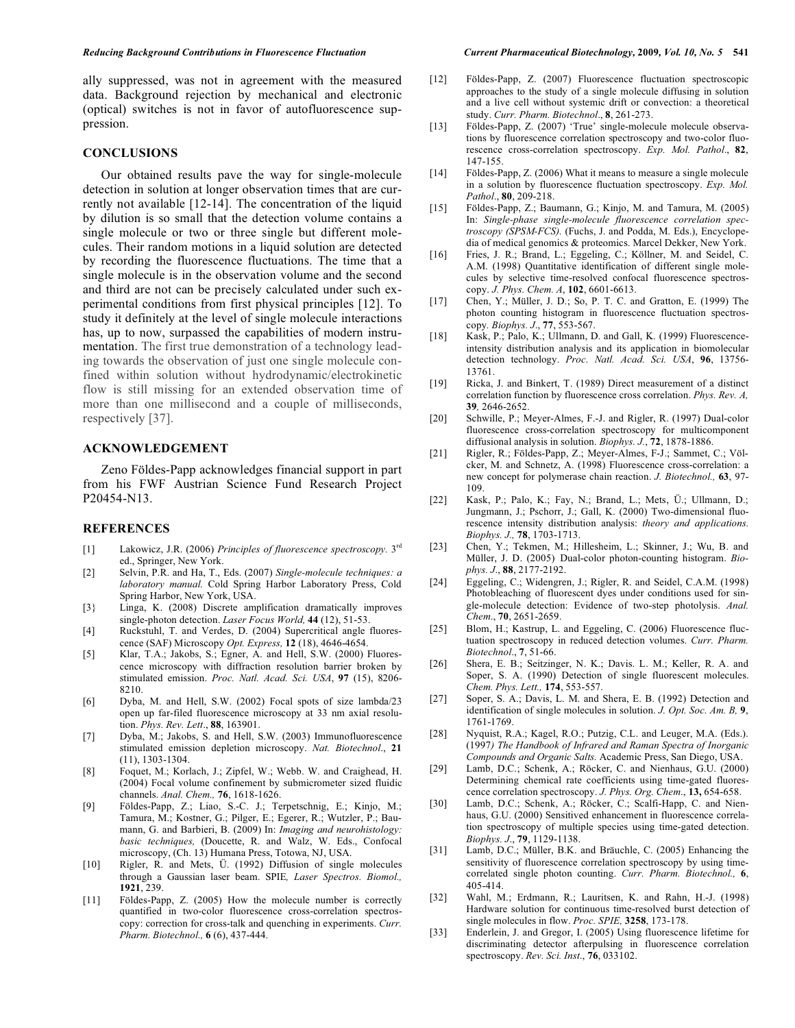ally suppressed, was not in agreement with the measured data. Background rejection by mechanical and electronic (optical) switches is not in favor of autofluorescence suppression.

## CONCLUSIONS

Our obtained results pave the way for single-molecule detection in solution at longer observation times that are currently not available [12-14]. The concentration of the liquid by dilution is so small that the detection volume contains a single molecule or two or three single but different molecules. Their random motions in a liquid solution are detected by recording the fluorescence fluctuations. The time that a single molecule is in the observation volume and the second and third are not can be precisely calculated under such experimental conditions from first physical principles [12]. To study it definitely at the level of single molecule interactions has, up to now, surpassed the capabilities of modern instrumentation. The first true demonstration of a technology leading towards the observation of just one single molecule confined within solution without hydrodynamic/electrokinetic flow is still missing for an extended observation time of more than one millisecond and a couple of milliseconds, respectively [37].

## ACKNOWLEDGEMENT

Zeno Földes-Papp acknowledges financial support in part from his FWF Austrian Science Fund Research Project P20454-N13.

## REFERENCES

[1] Lakowicz, J.R. (2006) *Principles of fluorescence spectroscopy.* 3rd ed., Springer, New York.

[2] Selvin, P.R. and Ha, T., Eds. (2007) *Single-molecule techniques: a laboratory manual.* Cold Spring Harbor Laboratory Press, Cold Spring Harbor, New York, USA.

[3} Linga, K. (2008) Discrete amplification dramatically improves single-photon detection. *Laser Focus World,* **44** (12), 51-53.

[4] Ruckstuhl, T. and Verdes, D. (2004) Supercritical angle fluorescence (SAF) Microscopy *Opt. Express,* **12** (18), 4646-4654.

[5] Klar, T.A.; Jakobs, S.; Egner, A. and Hell, S.W. (2000) Fluorescence microscopy with diffraction resolution barrier broken by stimulated emission. *Proc. Natl. Acad. Sci. USA*, **97** (15), 8206-8210.

[6] Dyba, M. and Hell, S.W. (2002) Focal spots of size lambda/23 open up far-filed fluorescence microscopy at 33 nm axial resolution. *Phys. Rev. Lett*., **88**, 163901.

[7] Dyba, M.; Jakobs, S. and Hell, S.W. (2003) Immunofluorescence stimulated emission depletion microscopy. *Nat. Biotechnol*., **21** (11), 1303-1304.

[8] Foquet, M.; Korlach, J.; Zipfel, W.; Webb. W. and Craighead, H. (2004) Focal volume confinement by submicrometer sized fluidic channels. *Anal. Chem.,* **76**, 1618-1626.

[9] Földes-Papp, Z.; Liao, S.-C. J.; Terpetschnig, E.; Kinjo, M.; Tamura, M.; Kostner, G.; Pilger, E.; Egerer, R.; Wutzler, P.; Baumann, G. and Barbieri, B. (2009) In: *Imaging and neurohistology: basic techniques,* (Doucette, R. and Walz, W. Eds., Confocal microscopy, (Ch. 13) Humana Press, Totowa, NJ, USA.

[10] Rigler, R. and Mets, Ü. (1992) Diffusion of single molecules through a Gaussian laser beam. SPIE*, Laser Spectros. Biomol.,* **1921**, 239.

[11] Földes-Papp, Z. (2005) How the molecule number is correctly quantified in two-color fluorescence cross-correlation spectroscopy: correction for cross-talk and quenching in experiments. *Curr. Pharm. Biotechnol.,* **6** (6), 437-444.

[12] Földes-Papp, Z. (2007) Fluorescence fluctuation spectroscopic approaches to the study of a single molecule diffusing in solution and a live cell without systemic drift or convection: a theoretical study. *Curr. Pharm. Biotechnol*., **8**, 261-273.

[13] Földes-Papp, Z. (2007) 'True' single-molecule molecule observations by fluorescence correlation spectroscopy and two-color fluorescence cross-correlation spectroscopy. *Exp. Mol. Pathol*., **82**, 147-155.

[14] Földes-Papp, Z. (2006) What it means to measure a single molecule in a solution by fluorescence fluctuation spectroscopy. *Exp. Mol. Pathol*., **80**, 209-218.

[15] Földes-Papp, Z.; Baumann, G.; Kinjo, M. and Tamura, M. (2005) In: *Single-phase single-molecule fluorescence correlation spectroscopy (SPSM-FCS).* (Fuchs, J. and Podda, M. Eds.), Encyclopedia of medical genomics & proteomics. Marcel Dekker, New York.

[16] Fries, J. R.; Brand, L.; Eggeling, C.; Köllner, M. and Seidel, C. A.M. (1998) Quantitative identification of different single molecules by selective time-resolved confocal fluorescence spectroscopy. *J. Phys. Chem. A*, **102**, 6601-6613.

[17] Chen, Y.; Müller, J. D.; So, P. T. C. and Gratton, E. (1999) The photon counting histogram in fluorescence fluctuation spectroscopy. *Biophys. J*., **77**, 553-567.

[18] Kask, P.; Palo, K.; Ullmann, D. and Gall, K. (1999) Fluorescence-intensity distribution analysis and its application in biomolecular detection technology. *Proc. Natl. Acad. Sci. USA*, **96**, 13756-13761.

[19] Ricka, J. and Binkert, T. (1989) Direct measurement of a distinct correlation function by fluorescence cross correlation. *Phys. Rev. A,* **39**, 2646-2652.

[20] Schwille, P.; Meyer-Almes, F.-J. and Rigler, R. (1997) Dual-color fluorescence cross-correlation spectroscopy for multicomponent diffusional analysis in solution. *Biophys. J*., **72**, 1878-1886.

[21] Rigler, R.; Földes-Papp, Z.; Meyer-Almes, F-J.; Sammet, C.; Völcker, M. and Schnetz, A. (1998) Fluorescence cross-correlation: a new concept for polymerase chain reaction. *J. Biotechnol.,* **63**, 97-109.

[22] Kask, P.; Palo, K.; Fay, N.; Brand, L.; Mets, Ü.; Ullmann, D.; Jungmann, J.; Pschorr, J.; Gall, K. (2000) Two-dimensional fluorescence intensity distribution analysis: *theory and applications. Biophys. J.,* **78**, 1703-1713.

[23] Chen, Y.; Tekmen, M.; Hillesheim, L.; Skinner, J.; Wu, B. and Müller, J. D. (2005) Dual-color photon-counting histogram. *Biophys. J*., **88**, 2177-2192.

[24] Eggeling, C.; Widengren, J.; Rigler, R. and Seidel, C.A.M. (1998) Photobleaching of fluorescent dyes under conditions used for single-molecule detection: Evidence of two-step photolysis. *Anal. Chem*., **70**, 2651-2659.

[25] Blom, H.; Kastrup, L. and Eggeling, C. (2006) Fluorescence fluctuation spectroscopy in reduced detection volumes. *Curr. Pharm. Biotechnol*., **7**, 51-66.

[26] Shera, E. B.; Seitzinger, N. K.; Davis. L. M.; Keller, R. A. and Soper, S. A. (1990) Detection of single fluorescent molecules. *Chem. Phys. Lett.,* **174**, 553-557.

[27] Soper, S. A.; Davis, L. M. and Shera, E. B. (1992) Detection and identification of single molecules in solution. *J. Opt. Soc. Am. B,* **9**, 1761-1769.

[28] Nyquist, R.A.; Kagel, R.O.; Putzig, C.L. and Leuger, M.A. (Eds.). (1997*) The Handbook of Infrared and Raman Spectra of Inorganic Compounds and Organic Salts.* Academic Press, San Diego, USA.

[29] Lamb, D.C.; Schenk, A.; Röcker, C. and Nienhaus, G.U. (2000) Determining chemical rate coefficients using time-gated fluorescence correlation spectroscopy. *J. Phys. Org. Chem*., **13**, 654-658.

[30] Lamb, D.C.; Schenk, A.; Röcker, C.; Scalfi-Happ, C. and Nienhaus, G.U. (2000) Sensitived enhancement in fluorescence correlation spectroscopy of multiple species using time-gated detection. *Biophys. J*., **79**, 1129-1138.

[31] Lamb, D.C.; Müller, B.K. and Bräuchle, C. (2005) Enhancing the sensitivity of fluorescence correlation spectroscopy by using time-correlated single photon counting. *Curr. Pharm. Biotechnol.,* **6**, 405-414.

[32] Wahl, M.; Erdmann, R.; Lauritsen, K. and Rahn, H.-J. (1998) Hardware solution for continuous time-resolved burst detection of single molecules in flow. *Proc. SPIE,* **3258**, 173-178.

[33] Enderlein, J. and Gregor, I. (2005) Using fluorescence lifetime for discriminating detector afterpulsing in fluorescence correlation spectroscopy. *Rev. Sci. Inst*., **76**, 033102.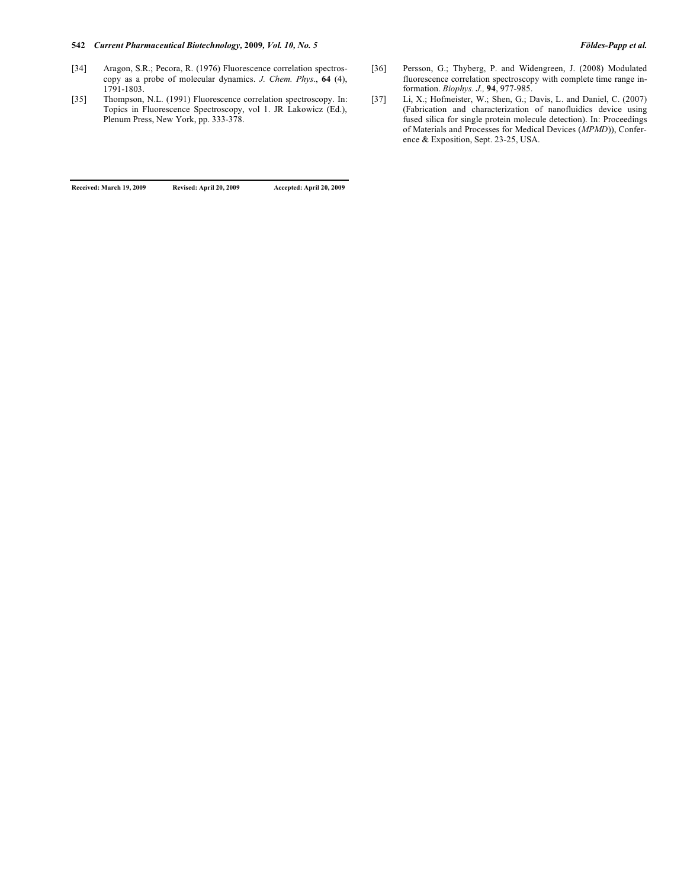[34] Aragon, S.R.; Pecora, R. (1976) Fluorescence correlation spectroscopy as a probe of molecular dynamics. *J. Chem. Phys*., **64** (4), 1791-1803.

[35] Thompson, N.L. (1991) Fluorescence correlation spectroscopy. In: Topics in Fluorescence Spectroscopy, vol 1. JR Lakowicz (Ed.), Plenum Press, New York, pp. 333-378.

[36] Persson, G.; Thyberg, P. and Widengreen, J. (2008) Modulated fluorescence correlation spectroscopy with complete time range information. *Biophys. J.,* **94**, 977-985.

[37] Li, X.; Hofmeister, W.; Shen, G.; Davis, L. and Daniel, C. (2007) (Fabrication and characterization of nanofluidics device using fused silica for single protein molecule detection). In: Proceedings of Materials and Processes for Medical Devices (*MPMD*)), Conference & Exposition, Sept. 23-25, USA.

**Received: March 19, 2009 Revised: April 20, 2009 Accepted: April 20, 2009**